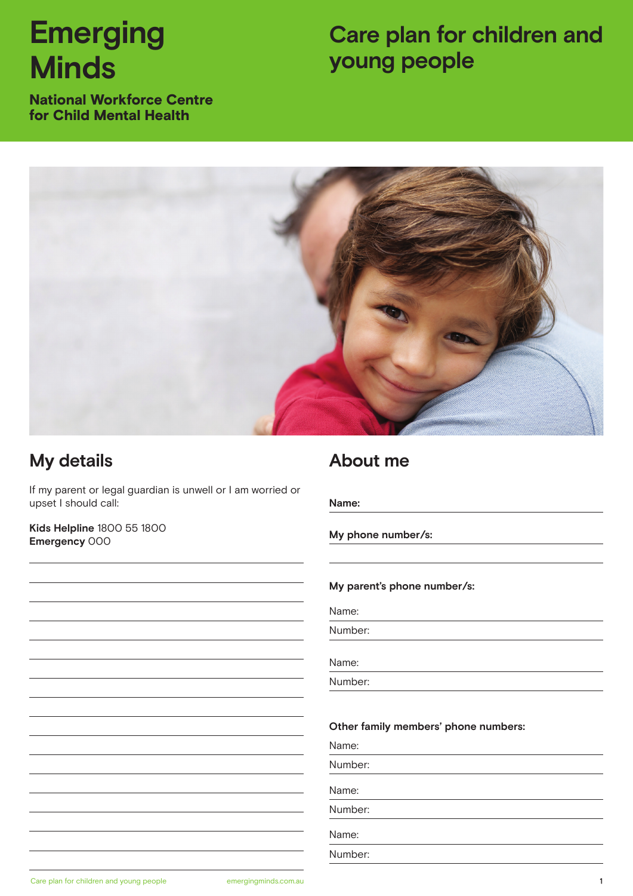# Emerging Minds

**National Workforce Centre for Child Mental Health**

# Care plan for children and young people

## My details

If my parent or legal guardian is unwell or I am worried or upset I should call:

**Kids Helpline** 1800 55 1800
**Emergency** 000

## About me

**Name:**

**My phone number/s:**

**My parent's phone number/s:**

Name:

Number:

Name:

Number:

**Other family members' phone numbers:**

Name:

Number:

Name:

Number:

Name:

Number: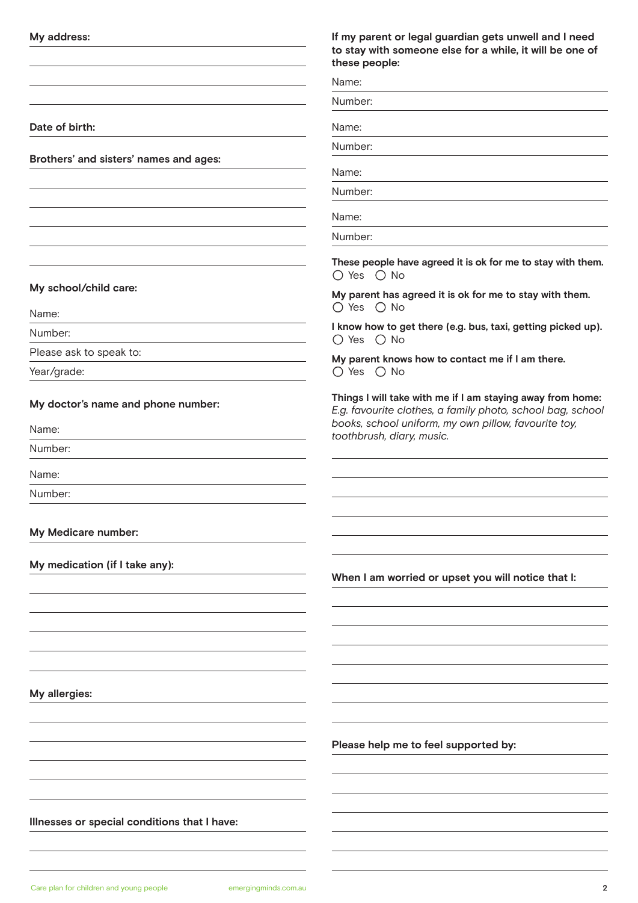**My address:**

**Date of birth:**

**Brothers' and sisters' names and ages:**

**My school/child care:**

Name:

Number:

Please ask to speak to:

Year/grade:

**My doctor's name and phone number:**

Name:

Number:

Name:

Number:

**My Medicare number:**

**My medication (if I take any):**

**My allergies:**

**Illnesses or special conditions that I have:**

**If my parent or legal guardian gets unwell and I need to stay with someone else for a while, it will be one of these people:**

Name:

Number:

Name:

Number:

Name:

Number:

Name:

Number:

**These people have agreed it is ok for me to stay with them.**
◯ Yes ◯ No

**My parent has agreed it is ok for me to stay with them.**
◯ Yes ◯ No

**I know how to get there (e.g. bus, taxi, getting picked up).**
◯ Yes ◯ No

**My parent knows how to contact me if I am there.**
◯ Yes ◯ No

**Things I will take with me if I am staying away from home:**
*E.g. favourite clothes, a family photo, school bag, school books, school uniform, my own pillow, favourite toy, toothbrush, diary, music.*

**When I am worried or upset you will notice that I:**

**Please help me to feel supported by:**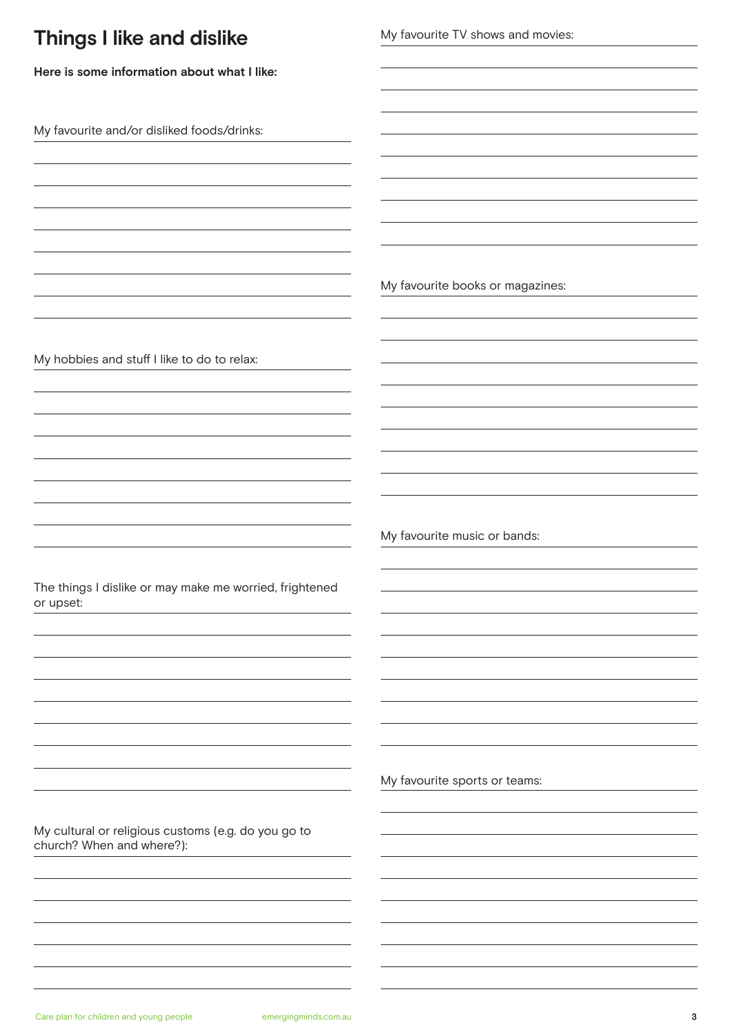# Things I like and dislike

**Here is some information about what I like:**

My favourite and/or disliked foods/drinks:

My hobbies and stuff I like to do to relax:

The things I dislike or may make me worried, frightened or upset:

My cultural or religious customs (e.g. do you go to church? When and where?):

My favourite TV shows and movies:

My favourite books or magazines:

My favourite music or bands:

My favourite sports or teams: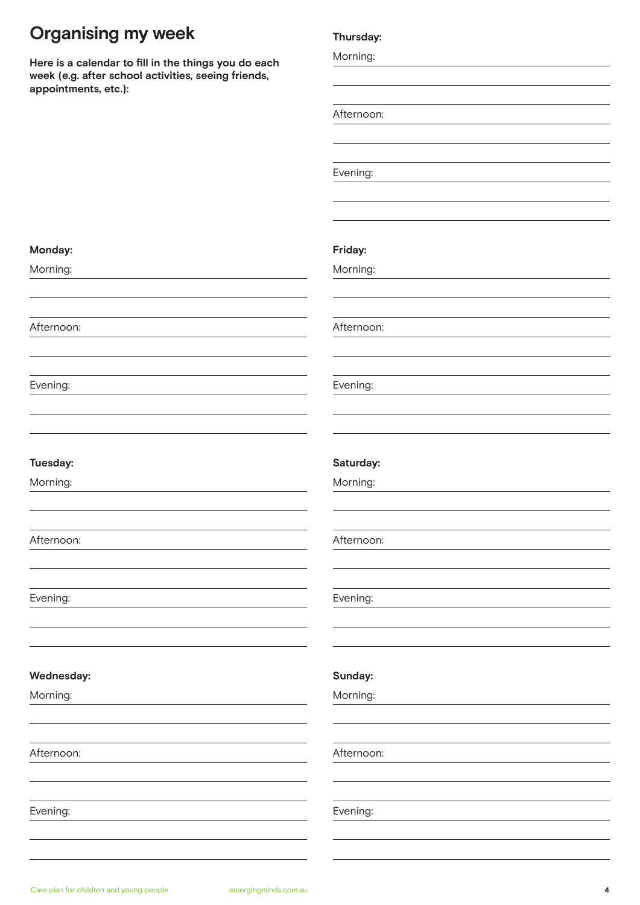# Organising my week

**Here is a calendar to fill in the things you do each week (e.g. after school activities, seeing friends, appointments, etc.):**

**Monday:**

Morning:

Afternoon:

Evening:

**Tuesday:**

Morning:

Afternoon:

Evening:

**Wednesday:**

Morning:

Afternoon:

Evening:

**Thursday:**

Morning:

Afternoon:

Evening:

**Friday:**

Morning:

Afternoon:

Evening:

**Saturday:**

Morning:

Afternoon:

Evening:

**Sunday:**

Morning:

Afternoon:

Evening: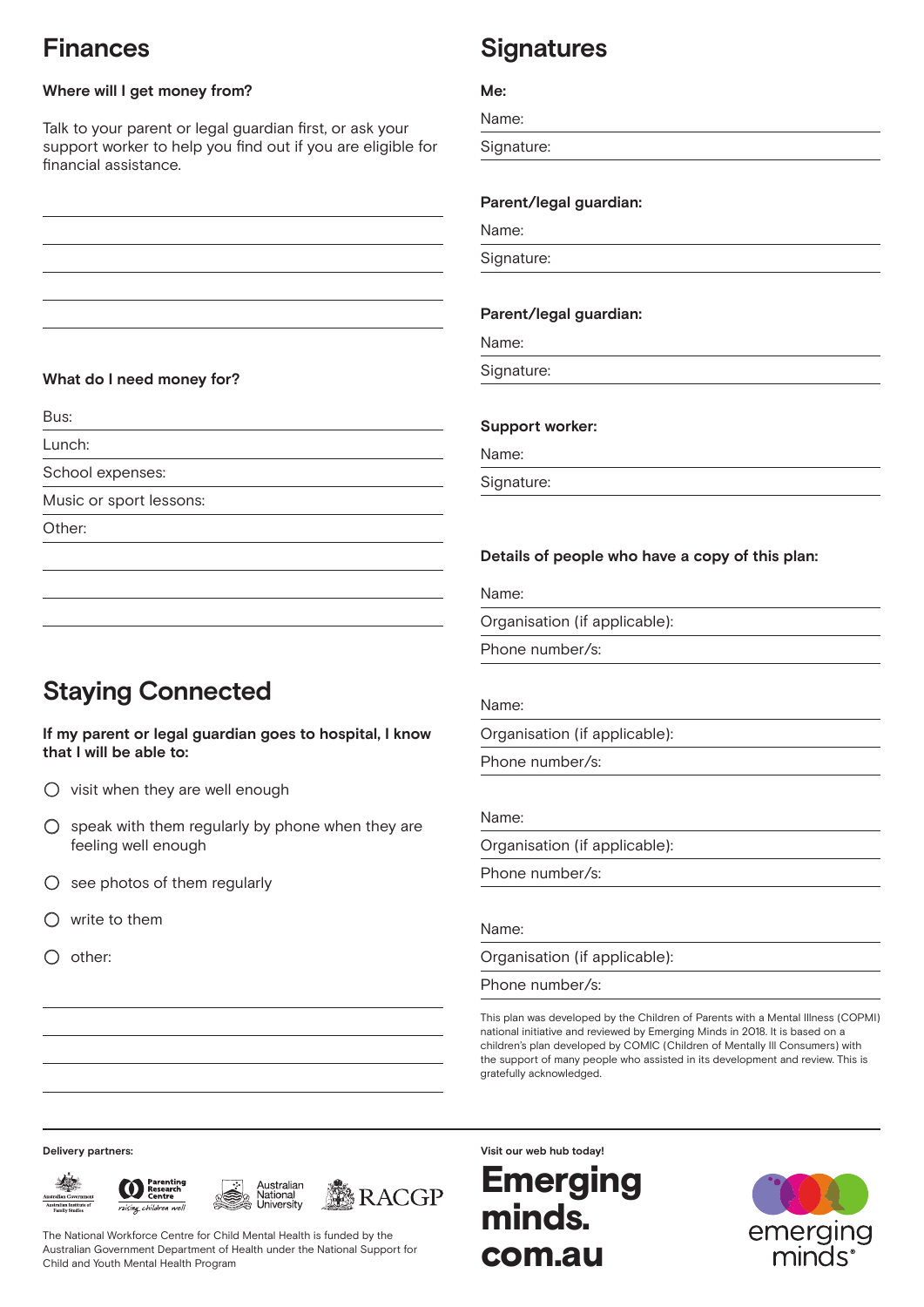## Finances

**Where will I get money from?**

Talk to your parent or legal guardian first, or ask your support worker to help you find out if you are eligible for financial assistance.

**What do I need money for?**

Bus:

Lunch:

School expenses:

Music or sport lessons:

Other:

## Staying Connected

**If my parent or legal guardian goes to hospital, I know that I will be able to:**

- ○ visit when they are well enough
- ○ speak with them regularly by phone when they are feeling well enough
- ○ see photos of them regularly
- ○ write to them
- ○ other:

## Signatures

**Me:**

Name:

Signature:

**Parent/legal guardian:**

Name:

Signature:

**Parent/legal guardian:**

Name:

Signature:

**Support worker:**

Name:

Signature:

**Details of people who have a copy of this plan:**

Name:

Organisation (if applicable):

Phone number/s:

Name:

Organisation (if applicable):

Phone number/s:

Name:

Organisation (if applicable):

Phone number/s:

Name:

Organisation (if applicable):

Phone number/s:

This plan was developed by the Children of Parents with a Mental Illness (COPMI) national initiative and reviewed by Emerging Minds in 2018. It is based on a children's plan developed by COMIC (Children of Mentally Ill Consumers) with the support of many people who assisted in its development and review. This is gratefully acknowledged.

**Delivery partners:**

Australian Government – Australian Institute of Family Studies | Parenting Research Centre – raising children well | Australian National University | RACGP

The National Workforce Centre for Child Mental Health is funded by the Australian Government Department of Health under the National Support for Child and Youth Mental Health Program

**Visit our web hub today!**

**Emerging minds. com.au**

emerging minds®